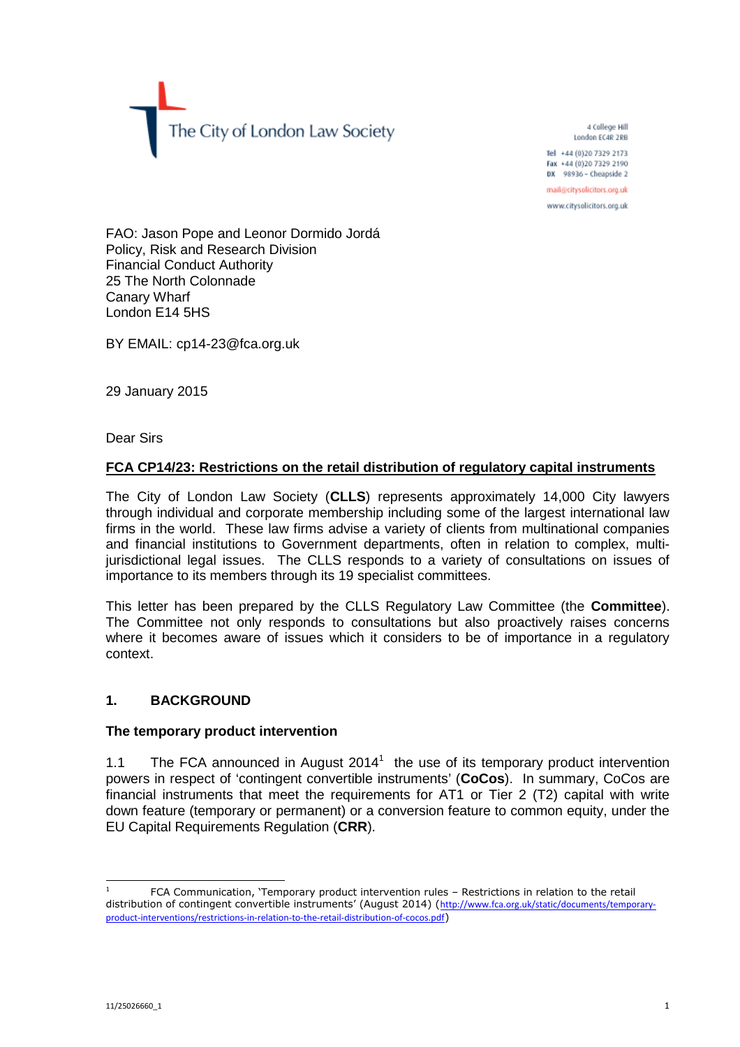The City of London Law Society

4 College Hill
London EC4R 2RB

**Tel** +44 (0)20 7329 2173
**Fax** +44 (0)20 7329 2190
**DX** 98936 – Cheapside 2

mail@citysolicitors.org.uk

www.citysolicitors.org.uk

FAO: Jason Pope and Leonor Dormido Jordá
Policy, Risk and Research Division
Financial Conduct Authority
25 The North Colonnade
Canary Wharf
London E14 5HS

BY EMAIL: cp14-23@fca.org.uk

29 January 2015

Dear Sirs

**FCA CP14/23: Restrictions on the retail distribution of regulatory capital instruments**

The City of London Law Society (**CLLS**) represents approximately 14,000 City lawyers through individual and corporate membership including some of the largest international law firms in the world. These law firms advise a variety of clients from multinational companies and financial institutions to Government departments, often in relation to complex, multi-jurisdictional legal issues. The CLLS responds to a variety of consultations on issues of importance to its members through its 19 specialist committees.

This letter has been prepared by the CLLS Regulatory Law Committee (the **Committee**). The Committee not only responds to consultations but also proactively raises concerns where it becomes aware of issues which it considers to be of importance in a regulatory context.

## 1. BACKGROUND

### The temporary product intervention

1.1 The FCA announced in August 2014[1] the use of its temporary product intervention powers in respect of 'contingent convertible instruments' (**CoCos**). In summary, CoCos are financial instruments that meet the requirements for AT1 or Tier 2 (T2) capital with write down feature (temporary or permanent) or a conversion feature to common equity, under the EU Capital Requirements Regulation (**CRR**).

[1] FCA Communication, 'Temporary product intervention rules – Restrictions in relation to the retail distribution of contingent convertible instruments' (August 2014) (http://www.fca.org.uk/static/documents/temporary-product-interventions/restrictions-in-relation-to-the-retail-distribution-of-cocos.pdf)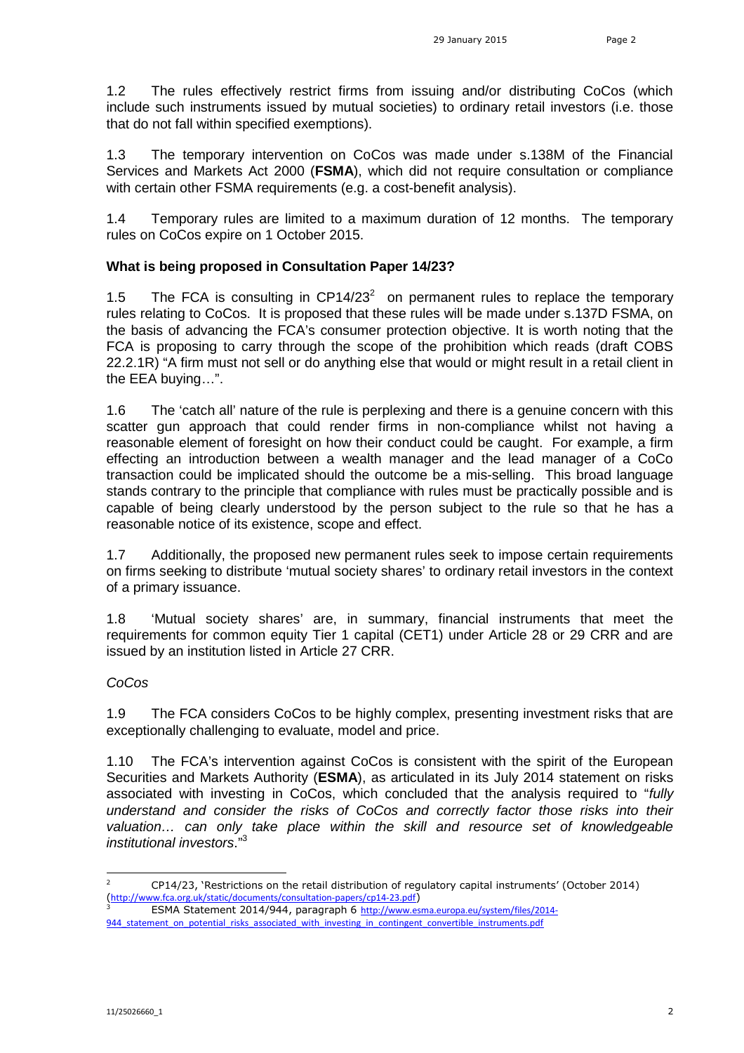1.2 The rules effectively restrict firms from issuing and/or distributing CoCos (which include such instruments issued by mutual societies) to ordinary retail investors (i.e. those that do not fall within specified exemptions).

1.3 The temporary intervention on CoCos was made under s.138M of the Financial Services and Markets Act 2000 (**FSMA**), which did not require consultation or compliance with certain other FSMA requirements (e.g. a cost-benefit analysis).

1.4 Temporary rules are limited to a maximum duration of 12 months. The temporary rules on CoCos expire on 1 October 2015.

**What is being proposed in Consultation Paper 14/23?**

1.5 The FCA is consulting in CP14/23[2] on permanent rules to replace the temporary rules relating to CoCos. It is proposed that these rules will be made under s.137D FSMA, on the basis of advancing the FCA's consumer protection objective. It is worth noting that the FCA is proposing to carry through the scope of the prohibition which reads (draft COBS 22.2.1R) "A firm must not sell or do anything else that would or might result in a retail client in the EEA buying…".

1.6 The 'catch all' nature of the rule is perplexing and there is a genuine concern with this scatter gun approach that could render firms in non-compliance whilst not having a reasonable element of foresight on how their conduct could be caught. For example, a firm effecting an introduction between a wealth manager and the lead manager of a CoCo transaction could be implicated should the outcome be a mis-selling. This broad language stands contrary to the principle that compliance with rules must be practically possible and is capable of being clearly understood by the person subject to the rule so that he has a reasonable notice of its existence, scope and effect.

1.7 Additionally, the proposed new permanent rules seek to impose certain requirements on firms seeking to distribute 'mutual society shares' to ordinary retail investors in the context of a primary issuance.

1.8 'Mutual society shares' are, in summary, financial instruments that meet the requirements for common equity Tier 1 capital (CET1) under Article 28 or 29 CRR and are issued by an institution listed in Article 27 CRR.

*CoCos*

1.9 The FCA considers CoCos to be highly complex, presenting investment risks that are exceptionally challenging to evaluate, model and price.

1.10 The FCA's intervention against CoCos is consistent with the spirit of the European Securities and Markets Authority (**ESMA**), as articulated in its July 2014 statement on risks associated with investing in CoCos, which concluded that the analysis required to "*fully understand and consider the risks of CoCos and correctly factor those risks into their valuation… can only take place within the skill and resource set of knowledgeable institutional investors*."[3]

---

[2] CP14/23, 'Restrictions on the retail distribution of regulatory capital instruments' (October 2014) (http://www.fca.org.uk/static/documents/consultation-papers/cp14-23.pdf)

[3] ESMA Statement 2014/944, paragraph 6 http://www.esma.europa.eu/system/files/2014-944_statement_on_potential_risks_associated_with_investing_in_contingent_convertible_instruments.pdf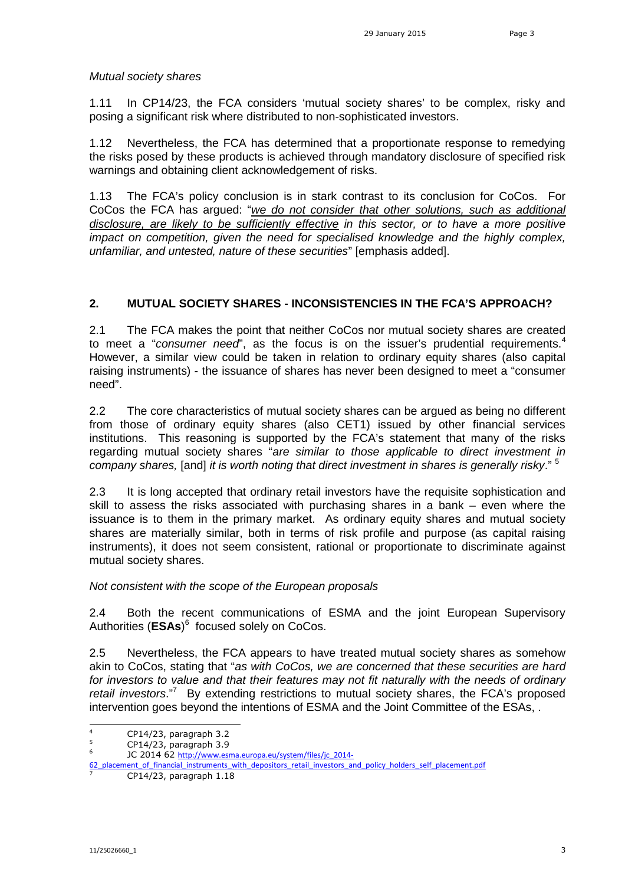*Mutual society shares*

1.11 In CP14/23, the FCA considers 'mutual society shares' to be complex, risky and posing a significant risk where distributed to non-sophisticated investors.

1.12 Nevertheless, the FCA has determined that a proportionate response to remedying the risks posed by these products is achieved through mandatory disclosure of specified risk warnings and obtaining client acknowledgement of risks.

1.13 The FCA's policy conclusion is in stark contrast to its conclusion for CoCos. For CoCos the FCA has argued: "*<u>we do not consider that other solutions, such as additional disclosure, are likely to be sufficiently effective</u> in this sector, or to have a more positive impact on competition, given the need for specialised knowledge and the highly complex, unfamiliar, and untested, nature of these securities*" [emphasis added].

## 2. MUTUAL SOCIETY SHARES - INCONSISTENCIES IN THE FCA'S APPROACH?

2.1 The FCA makes the point that neither CoCos nor mutual society shares are created to meet a "*consumer need*", as the focus is on the issuer's prudential requirements.[4] However, a similar view could be taken in relation to ordinary equity shares (also capital raising instruments) - the issuance of shares has never been designed to meet a "consumer need".

2.2 The core characteristics of mutual society shares can be argued as being no different from those of ordinary equity shares (also CET1) issued by other financial services institutions. This reasoning is supported by the FCA's statement that many of the risks regarding mutual society shares "*are similar to those applicable to direct investment in company shares,* [and] *it is worth noting that direct investment in shares is generally risky*." [5]

2.3 It is long accepted that ordinary retail investors have the requisite sophistication and skill to assess the risks associated with purchasing shares in a bank – even where the issuance is to them in the primary market. As ordinary equity shares and mutual society shares are materially similar, both in terms of risk profile and purpose (as capital raising instruments), it does not seem consistent, rational or proportionate to discriminate against mutual society shares.

*Not consistent with the scope of the European proposals*

2.4 Both the recent communications of ESMA and the joint European Supervisory Authorities (**ESAs**)[6] focused solely on CoCos.

2.5 Nevertheless, the FCA appears to have treated mutual society shares as somehow akin to CoCos, stating that "*as with CoCos, we are concerned that these securities are hard for investors to value and that their features may not fit naturally with the needs of ordinary retail investors*."[7] By extending restrictions to mutual society shares, the FCA's proposed intervention goes beyond the intentions of ESMA and the Joint Committee of the ESAs, .

---

[4] CP14/23, paragraph 3.2

[5] CP14/23, paragraph 3.9

[6] JC 2014 62 http://www.esma.europa.eu/system/files/jc_2014-62_placement_of_financial_instruments_with_depositors_retail_investors_and_policy_holders_self_placement.pdf

[7] CP14/23, paragraph 1.18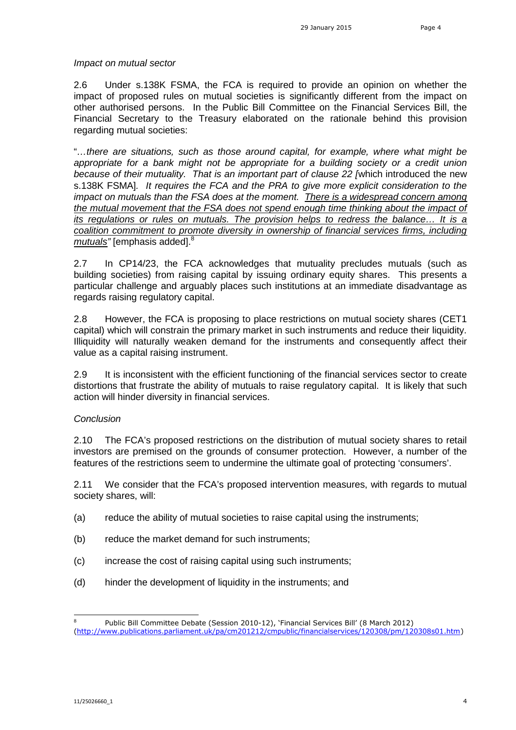*Impact on mutual sector*

2.6 Under s.138K FSMA, the FCA is required to provide an opinion on whether the impact of proposed rules on mutual societies is significantly different from the impact on other authorised persons. In the Public Bill Committee on the Financial Services Bill, the Financial Secretary to the Treasury elaborated on the rationale behind this provision regarding mutual societies:

"…*there are situations, such as those around capital, for example, where what might be appropriate for a bank might not be appropriate for a building society or a credit union because of their mutuality. That is an important part of clause 22 [*which introduced the new s.138K FSMA]*. It requires the FCA and the PRA to give more explicit consideration to the impact on mutuals than the FSA does at the moment. <u>There is a widespread concern among the mutual movement that the FSA does not spend enough time thinking about the impact of its regulations or rules on mutuals. The provision helps to redress the balance… It is a coalition commitment to promote diversity in ownership of financial services firms, including mutuals</u>"* [emphasis added].[8]

2.7 In CP14/23, the FCA acknowledges that mutuality precludes mutuals (such as building societies) from raising capital by issuing ordinary equity shares. This presents a particular challenge and arguably places such institutions at an immediate disadvantage as regards raising regulatory capital.

2.8 However, the FCA is proposing to place restrictions on mutual society shares (CET1 capital) which will constrain the primary market in such instruments and reduce their liquidity. Illiquidity will naturally weaken demand for the instruments and consequently affect their value as a capital raising instrument.

2.9 It is inconsistent with the efficient functioning of the financial services sector to create distortions that frustrate the ability of mutuals to raise regulatory capital. It is likely that such action will hinder diversity in financial services.

*Conclusion*

2.10 The FCA's proposed restrictions on the distribution of mutual society shares to retail investors are premised on the grounds of consumer protection. However, a number of the features of the restrictions seem to undermine the ultimate goal of protecting 'consumers'.

2.11 We consider that the FCA's proposed intervention measures, with regards to mutual society shares, will:

(a) reduce the ability of mutual societies to raise capital using the instruments;

(b) reduce the market demand for such instruments;

(c) increase the cost of raising capital using such instruments;

(d) hinder the development of liquidity in the instruments; and

---

[8] Public Bill Committee Debate (Session 2010-12), 'Financial Services Bill' (8 March 2012) (http://www.publications.parliament.uk/pa/cm201212/cmpublic/financialservices/120308/pm/120308s01.htm)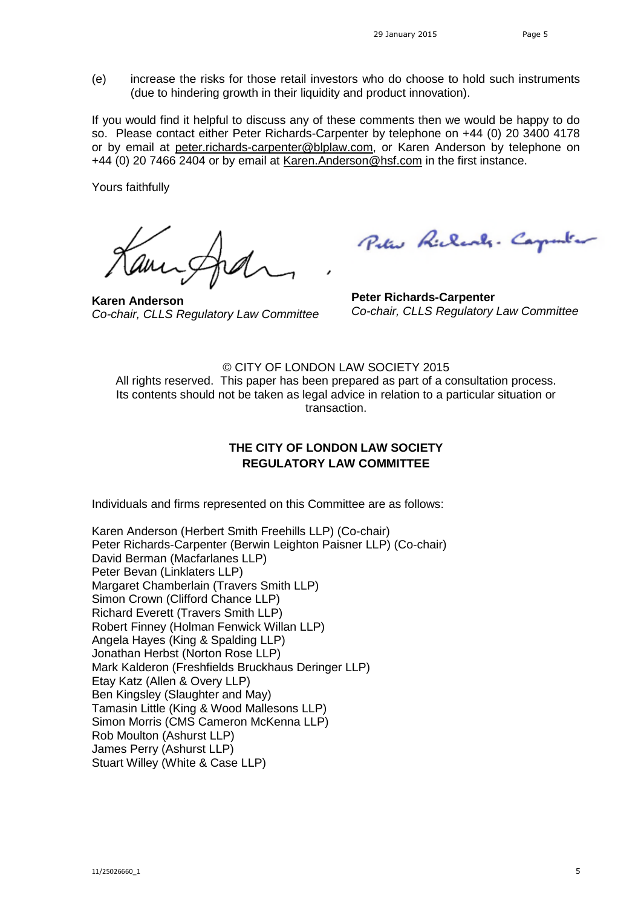(e) increase the risks for those retail investors who do choose to hold such instruments (due to hindering growth in their liquidity and product innovation).

If you would find it helpful to discuss any of these comments then we would be happy to do so. Please contact either Peter Richards-Carpenter by telephone on +44 (0) 20 3400 4178 or by email at peter.richards-carpenter@blplaw.com, or Karen Anderson by telephone on +44 (0) 20 7466 2404 or by email at Karen.Anderson@hsf.com in the first instance.

Yours faithfully

**Karen Anderson**
*Co-chair, CLLS Regulatory Law Committee*

**Peter Richards-Carpenter**
*Co-chair, CLLS Regulatory Law Committee*

© CITY OF LONDON LAW SOCIETY 2015
All rights reserved. This paper has been prepared as part of a consultation process. Its contents should not be taken as legal advice in relation to a particular situation or transaction.

**THE CITY OF LONDON LAW SOCIETY**
**REGULATORY LAW COMMITTEE**

Individuals and firms represented on this Committee are as follows:

Karen Anderson (Herbert Smith Freehills LLP) (Co-chair)
Peter Richards-Carpenter (Berwin Leighton Paisner LLP) (Co-chair)
David Berman (Macfarlanes LLP)
Peter Bevan (Linklaters LLP)
Margaret Chamberlain (Travers Smith LLP)
Simon Crown (Clifford Chance LLP)
Richard Everett (Travers Smith LLP)
Robert Finney (Holman Fenwick Willan LLP)
Angela Hayes (King & Spalding LLP)
Jonathan Herbst (Norton Rose LLP)
Mark Kalderon (Freshfields Bruckhaus Deringer LLP)
Etay Katz (Allen & Overy LLP)
Ben Kingsley (Slaughter and May)
Tamasin Little (King & Wood Mallesons LLP)
Simon Morris (CMS Cameron McKenna LLP)
Rob Moulton (Ashurst LLP)
James Perry (Ashurst LLP)
Stuart Willey (White & Case LLP)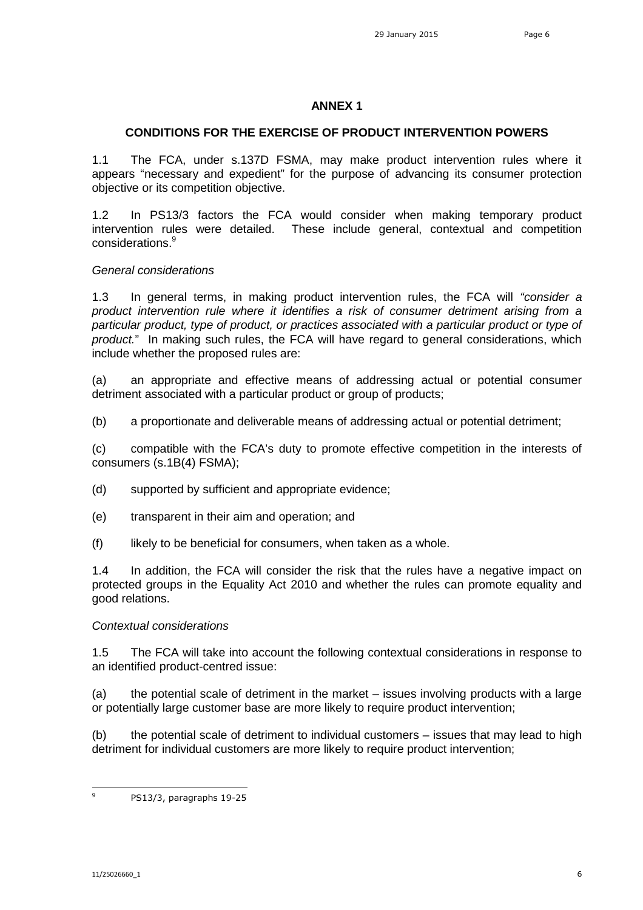## ANNEX 1

### CONDITIONS FOR THE EXERCISE OF PRODUCT INTERVENTION POWERS

1.1 The FCA, under s.137D FSMA, may make product intervention rules where it appears "necessary and expedient" for the purpose of advancing its consumer protection objective or its competition objective.

1.2 In PS13/3 factors the FCA would consider when making temporary product intervention rules were detailed. These include general, contextual and competition considerations.[9]

*General considerations*

1.3 In general terms, in making product intervention rules, the FCA will *"consider a product intervention rule where it identifies a risk of consumer detriment arising from a particular product, type of product, or practices associated with a particular product or type of product.*" In making such rules, the FCA will have regard to general considerations, which include whether the proposed rules are:

(a) an appropriate and effective means of addressing actual or potential consumer detriment associated with a particular product or group of products;

(b) a proportionate and deliverable means of addressing actual or potential detriment;

(c) compatible with the FCA's duty to promote effective competition in the interests of consumers (s.1B(4) FSMA);

(d) supported by sufficient and appropriate evidence;

(e) transparent in their aim and operation; and

(f) likely to be beneficial for consumers, when taken as a whole.

1.4 In addition, the FCA will consider the risk that the rules have a negative impact on protected groups in the Equality Act 2010 and whether the rules can promote equality and good relations.

*Contextual considerations*

1.5 The FCA will take into account the following contextual considerations in response to an identified product-centred issue:

(a) the potential scale of detriment in the market – issues involving products with a large or potentially large customer base are more likely to require product intervention;

(b) the potential scale of detriment to individual customers – issues that may lead to high detriment for individual customers are more likely to require product intervention;

---

[9] PS13/3, paragraphs 19-25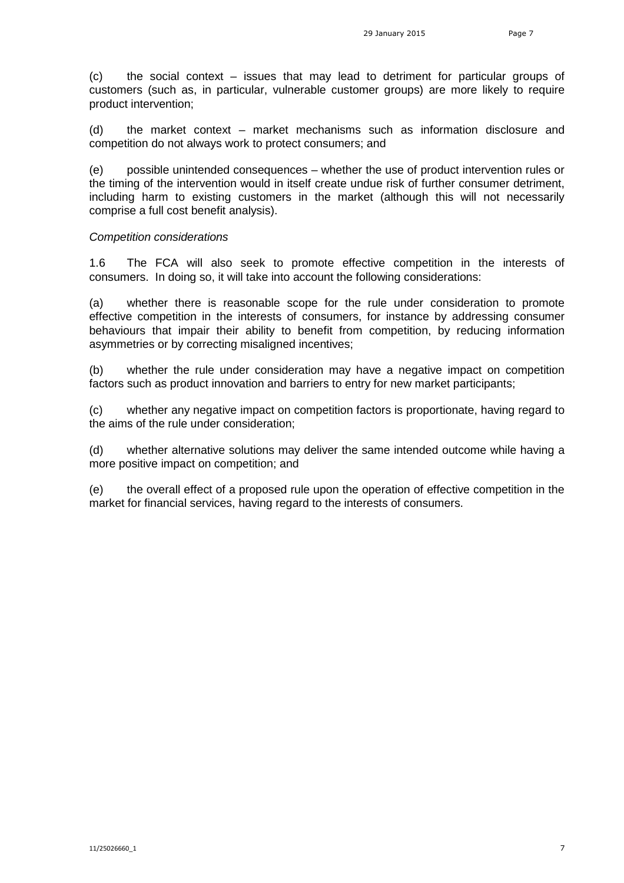(c) the social context – issues that may lead to detriment for particular groups of customers (such as, in particular, vulnerable customer groups) are more likely to require product intervention;

(d) the market context – market mechanisms such as information disclosure and competition do not always work to protect consumers; and

(e) possible unintended consequences – whether the use of product intervention rules or the timing of the intervention would in itself create undue risk of further consumer detriment, including harm to existing customers in the market (although this will not necessarily comprise a full cost benefit analysis).

*Competition considerations*

1.6 The FCA will also seek to promote effective competition in the interests of consumers. In doing so, it will take into account the following considerations:

(a) whether there is reasonable scope for the rule under consideration to promote effective competition in the interests of consumers, for instance by addressing consumer behaviours that impair their ability to benefit from competition, by reducing information asymmetries or by correcting misaligned incentives;

(b) whether the rule under consideration may have a negative impact on competition factors such as product innovation and barriers to entry for new market participants;

(c) whether any negative impact on competition factors is proportionate, having regard to the aims of the rule under consideration;

(d) whether alternative solutions may deliver the same intended outcome while having a more positive impact on competition; and

(e) the overall effect of a proposed rule upon the operation of effective competition in the market for financial services, having regard to the interests of consumers.